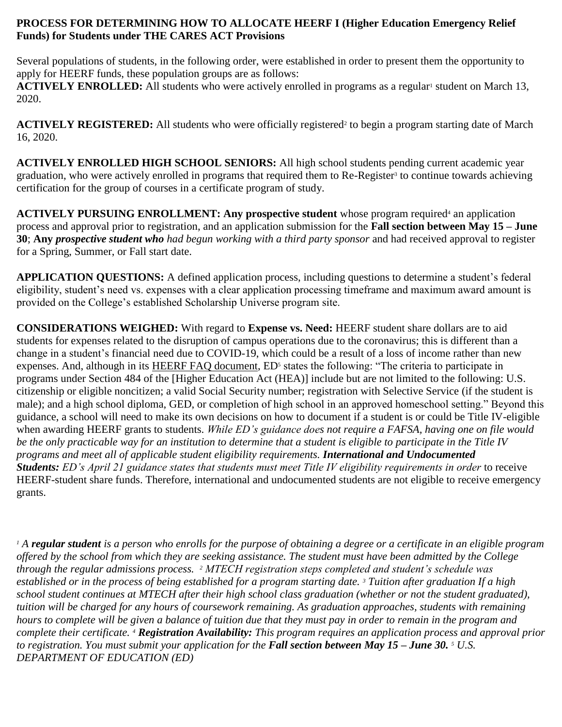**PROCESS FOR DETERMINING HOW TO ALLOCATE HEERF I (Higher Education Emergency Relief Funds) for Students under THE CARES ACT Provisions**

Several populations of students, in the following order, were established in order to present them the opportunity to apply for HEERF funds, these population groups are as follows:

**ACTIVELY ENROLLED:** All students who were actively enrolled in programs as a regular[1] student on March 13, 2020.

**ACTIVELY REGISTERED:** All students who were officially registered[2] to begin a program starting date of March 16, 2020.

**ACTIVELY ENROLLED HIGH SCHOOL SENIORS:** All high school students pending current academic year graduation, who were actively enrolled in programs that required them to Re-Register[3] to continue towards achieving certification for the group of courses in a certificate program of study.

**ACTIVELY PURSUING ENROLLMENT: Any prospective student** whose program required[4] an application process and approval prior to registration, and an application submission for the **Fall section between May 15 – June 30**; **Any** ***prospective student who*** *had begun working with a third party sponsor* and had received approval to register for a Spring, Summer, or Fall start date.

**APPLICATION QUESTIONS:** A defined application process, including questions to determine a student's federal eligibility, student's need vs. expenses with a clear application processing timeframe and maximum award amount is provided on the College's established Scholarship Universe program site.

**CONSIDERATIONS WEIGHED:** With regard to **Expense vs. Need:** HEERF student share dollars are to aid students for expenses related to the disruption of campus operations due to the coronavirus; this is different than a change in a student's financial need due to COVID-19, which could be a result of a loss of income rather than new expenses. And, although in its HEERF FAQ document, ED[5] states the following: "The criteria to participate in programs under Section 484 of the [Higher Education Act (HEA)] include but are not limited to the following: U.S. citizenship or eligible noncitizen; a valid Social Security number; registration with Selective Service (if the student is male); and a high school diploma, GED, or completion of high school in an approved homeschool setting." Beyond this guidance, a school will need to make its own decisions on how to document if a student is or could be Title IV-eligible when awarding HEERF grants to students. *While ED's guidance does not require a FAFSA, having one on file would be the only practicable way for an institution to determine that a student is eligible to participate in the Title IV programs and meet all of applicable student eligibility requirements.* ***International and Undocumented Students:*** *ED's April 21 guidance states that students must meet Title IV eligibility requirements in order* to receive HEERF-student share funds. Therefore, international and undocumented students are not eligible to receive emergency grants.

*[1] A **regular student** is a person who enrolls for the purpose of obtaining a degree or a certificate in an eligible program offered by the school from which they are seeking assistance. The student must have been admitted by the College through the regular admissions process. [2] MTECH registration steps completed and student's schedule was established or in the process of being established for a program starting date. [3] Tuition after graduation If a high school student continues at MTECH after their high school class graduation (whether or not the student graduated), tuition will be charged for any hours of coursework remaining. As graduation approaches, students with remaining hours to complete will be given a balance of tuition due that they must pay in order to remain in the program and complete their certificate. [4] **Registration Availability:** This program requires an application process and approval prior to registration. You must submit your application for the **Fall section between May 15 – June 30.** [5] U.S. DEPARTMENT OF EDUCATION (ED)*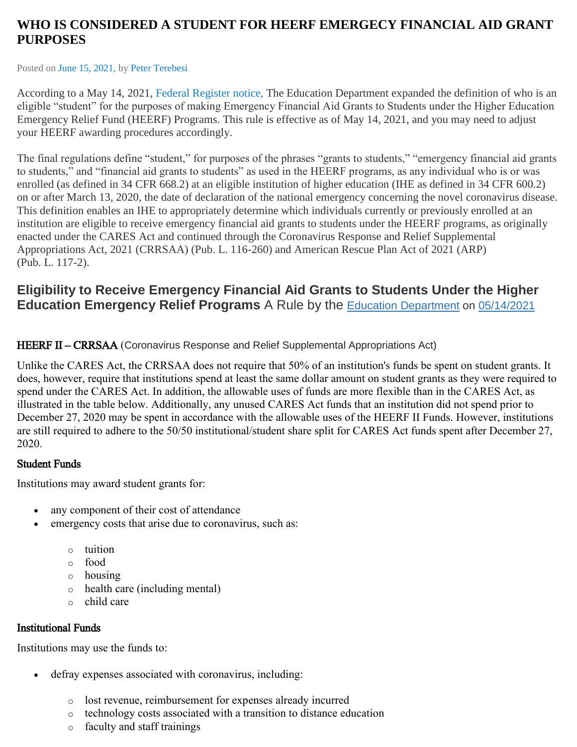# WHO IS CONSIDERED A STUDENT FOR HEERF EMERGECY FINANCIAL AID GRANT PURPOSES

Posted on June 15, 2021, by Peter Terebesi

According to a May 14, 2021, Federal Register notice, The Education Department expanded the definition of who is an eligible "student" for the purposes of making Emergency Financial Aid Grants to Students under the Higher Education Emergency Relief Fund (HEERF) Programs. This rule is effective as of May 14, 2021, and you may need to adjust your HEERF awarding procedures accordingly.

The final regulations define "student," for purposes of the phrases "grants to students," "emergency financial aid grants to students," and "financial aid grants to students" as used in the HEERF programs, as any individual who is or was enrolled (as defined in 34 CFR 668.2) at an eligible institution of higher education (IHE as defined in 34 CFR 600.2) on or after March 13, 2020, the date of declaration of the national emergency concerning the novel coronavirus disease. This definition enables an IHE to appropriately determine which individuals currently or previously enrolled at an institution are eligible to receive emergency financial aid grants to students under the HEERF programs, as originally enacted under the CARES Act and continued through the Coronavirus Response and Relief Supplemental Appropriations Act, 2021 (CRRSAA) (Pub. L. 116-260) and American Rescue Plan Act of 2021 (ARP) (Pub. L. 117-2).

## Eligibility to Receive Emergency Financial Aid Grants to Students Under the Higher Education Emergency Relief Programs A Rule by the Education Department on 05/14/2021

**HEERF II – CRRSAA** (Coronavirus Response and Relief Supplemental Appropriations Act)

Unlike the CARES Act, the CRRSAA does not require that 50% of an institution's funds be spent on student grants. It does, however, require that institutions spend at least the same dollar amount on student grants as they were required to spend under the CARES Act. In addition, the allowable uses of funds are more flexible than in the CARES Act, as illustrated in the table below. Additionally, any unused CARES Act funds that an institution did not spend prior to December 27, 2020 may be spent in accordance with the allowable uses of the HEERF II Funds. However, institutions are still required to adhere to the 50/50 institutional/student share split for CARES Act funds spent after December 27, 2020.

**Student Funds**

Institutions may award student grants for:

- any component of their cost of attendance
- emergency costs that arise due to coronavirus, such as:
  - tuition
  - food
  - housing
  - health care (including mental)
  - child care

**Institutional Funds**

Institutions may use the funds to:

- defray expenses associated with coronavirus, including:
  - lost revenue, reimbursement for expenses already incurred
  - technology costs associated with a transition to distance education
  - faculty and staff trainings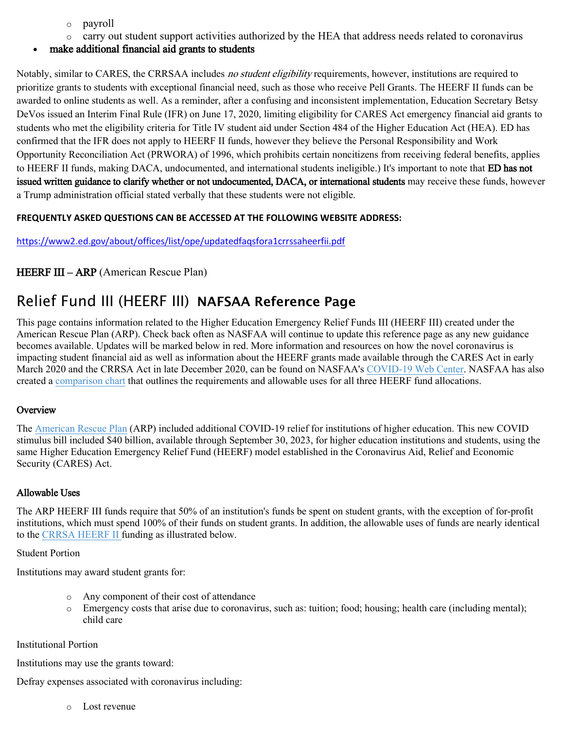- payroll
- carry out student support activities authorized by the HEA that address needs related to coronavirus

- make additional financial aid grants to students

Notably, similar to CARES, the CRRSAA includes *no student eligibility* requirements, however, institutions are required to prioritize grants to students with exceptional financial need, such as those who receive Pell Grants. The HEERF II funds can be awarded to online students as well. As a reminder, after a confusing and inconsistent implementation, Education Secretary Betsy DeVos issued an Interim Final Rule (IFR) on June 17, 2020, limiting eligibility for CARES Act emergency financial aid grants to students who met the eligibility criteria for Title IV student aid under Section 484 of the Higher Education Act (HEA). ED has confirmed that the IFR does not apply to HEERF II funds, however they believe the Personal Responsibility and Work Opportunity Reconciliation Act (PRWORA) of 1996, which prohibits certain noncitizens from receiving federal benefits, applies to HEERF II funds, making DACA, undocumented, and international students ineligible.) It's important to note that **ED has not issued written guidance to clarify whether or not undocumented, DACA, or international students** may receive these funds, however a Trump administration official stated verbally that these students were not eligible.

**FREQUENTLY ASKED QUESTIONS CAN BE ACCESSED AT THE FOLLOWING WEBSITE ADDRESS:**

https://www2.ed.gov/about/offices/list/ope/updatedfaqsfora1crrssaheerfii.pdf

**HEERF III – ARP** (American Rescue Plan)

## Relief Fund III (HEERF III) **NAFSAA Reference Page**

This page contains information related to the Higher Education Emergency Relief Funds III (HEERF III) created under the American Rescue Plan (ARP). Check back often as NASFAA will continue to update this reference page as any new guidance becomes available. Updates will be marked below in red. More information and resources on how the novel coronavirus is impacting student financial aid as well as information about the HEERF grants made available through the CARES Act in early March 2020 and the CRRSA Act in late December 2020, can be found on NASFAA's COVID-19 Web Center. NASFAA has also created a comparison chart that outlines the requirements and allowable uses for all three HEERF fund allocations.

### Overview

The American Rescue Plan (ARP) included additional COVID-19 relief for institutions of higher education. This new COVID stimulus bill included $40 billion, available through September 30, 2023, for higher education institutions and students, using the same Higher Education Emergency Relief Fund (HEERF) model established in the Coronavirus Aid, Relief and Economic Security (CARES) Act.

### Allowable Uses

The ARP HEERF III funds require that 50% of an institution's funds be spent on student grants, with the exception of for-profit institutions, which must spend 100% of their funds on student grants. In addition, the allowable uses of funds are nearly identical to the CRRSA HEERF II funding as illustrated below.

Student Portion

Institutions may award student grants for:

- Any component of their cost of attendance
- Emergency costs that arise due to coronavirus, such as: tuition; food; housing; health care (including mental); child care

Institutional Portion

Institutions may use the grants toward:

Defray expenses associated with coronavirus including:

- Lost revenue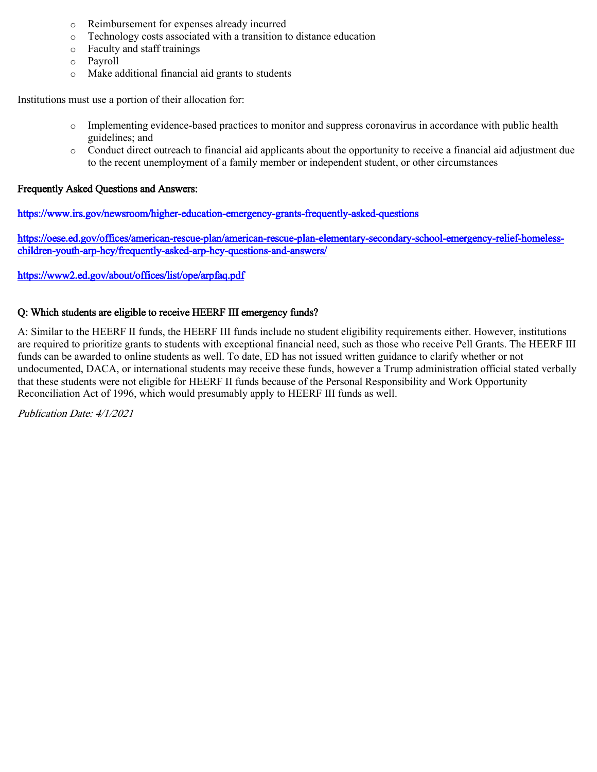- Reimbursement for expenses already incurred
- Technology costs associated with a transition to distance education
- Faculty and staff trainings
- Payroll
- Make additional financial aid grants to students

Institutions must use a portion of their allocation for:

- Implementing evidence-based practices to monitor and suppress coronavirus in accordance with public health guidelines; and
- Conduct direct outreach to financial aid applicants about the opportunity to receive a financial aid adjustment due to the recent unemployment of a family member or independent student, or other circumstances

Frequently Asked Questions and Answers:

https://www.irs.gov/newsroom/higher-education-emergency-grants-frequently-asked-questions

https://oese.ed.gov/offices/american-rescue-plan/american-rescue-plan-elementary-secondary-school-emergency-relief-homeless-children-youth-arp-hcy/frequently-asked-arp-hcy-questions-and-answers/

https://www2.ed.gov/about/offices/list/ope/arpfaq.pdf

Q: Which students are eligible to receive HEERF III emergency funds?

A: Similar to the HEERF II funds, the HEERF III funds include no student eligibility requirements either. However, institutions are required to prioritize grants to students with exceptional financial need, such as those who receive Pell Grants. The HEERF III funds can be awarded to online students as well. To date, ED has not issued written guidance to clarify whether or not undocumented, DACA, or international students may receive these funds, however a Trump administration official stated verbally that these students were not eligible for HEERF II funds because of the Personal Responsibility and Work Opportunity Reconciliation Act of 1996, which would presumably apply to HEERF III funds as well.

*Publication Date: 4/1/2021*